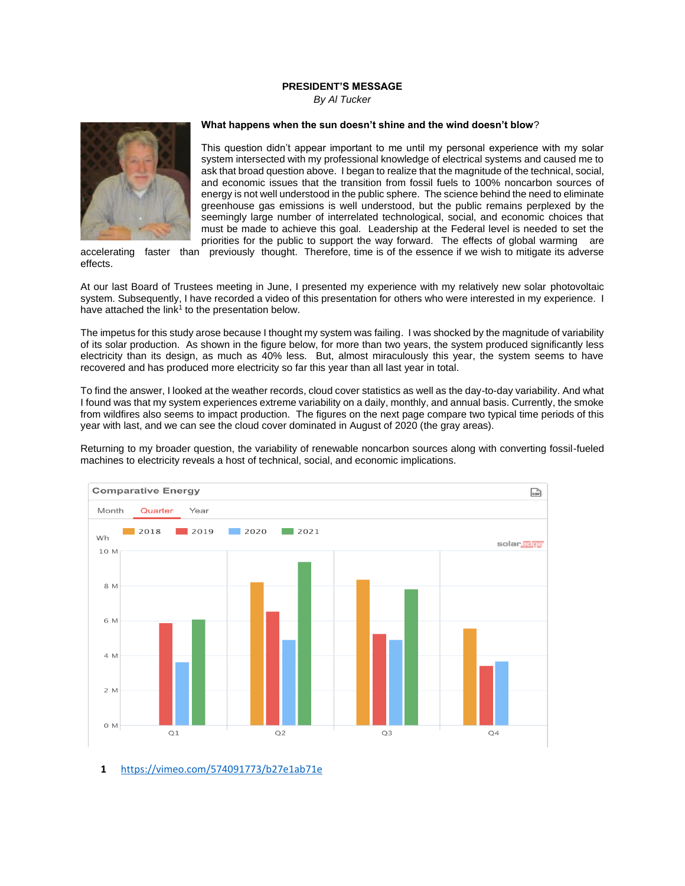# PRESIDENT'S MESSAGE

*By Al Tucker*

**What happens when the sun doesn't shine and the wind doesn't blow?**

This question didn't appear important to me until my personal experience with my solar system intersected with my professional knowledge of electrical systems and caused me to ask that broad question above. I began to realize that the magnitude of the technical, social, and economic issues that the transition from fossil fuels to 100% noncarbon sources of energy is not well understood in the public sphere. The science behind the need to eliminate greenhouse gas emissions is well understood, but the public remains perplexed by the seemingly large number of interrelated technological, social, and economic choices that must be made to achieve this goal. Leadership at the Federal level is needed to set the priorities for the public to support the way forward. The effects of global warming are accelerating faster than previously thought. Therefore, time is of the essence if we wish to mitigate its adverse effects.

At our last Board of Trustees meeting in June, I presented my experience with my relatively new solar photovoltaic system. Subsequently, I have recorded a video of this presentation for others who were interested in my experience. I have attached the link[1] to the presentation below.

The impetus for this study arose because I thought my system was failing. I was shocked by the magnitude of variability of its solar production. As shown in the figure below, for more than two years, the system produced significantly less electricity than its design, as much as 40% less. But, almost miraculously this year, the system seems to have recovered and has produced more electricity so far this year than all last year in total.

To find the answer, I looked at the weather records, cloud cover statistics as well as the day-to-day variability. And what I found was that my system experiences extreme variability on a daily, monthly, and annual basis. Currently, the smoke from wildfires also seems to impact production. The figures on the next page compare two typical time periods of this year with last, and we can see the cloud cover dominated in August of 2020 (the gray areas).

Returning to my broader question, the variability of renewable noncarbon sources along with converting fossil-fueled machines to electricity reveals a host of technical, social, and economic implications.

---

[1] https://vimeo.com/574091773/b27e1ab71e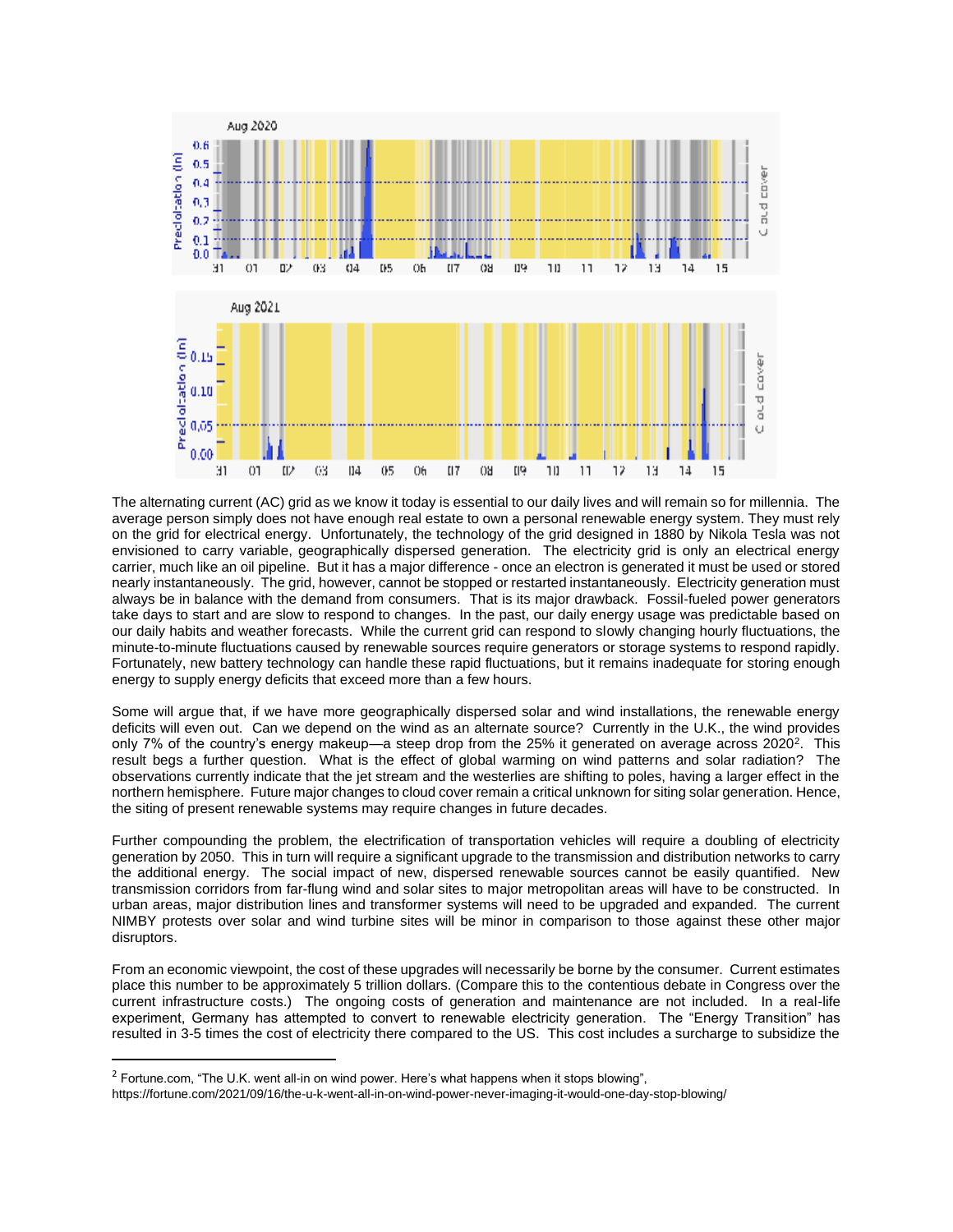The alternating current (AC) grid as we know it today is essential to our daily lives and will remain so for millennia. The average person simply does not have enough real estate to own a personal renewable energy system. They must rely on the grid for electrical energy. Unfortunately, the technology of the grid designed in 1880 by Nikola Tesla was not envisioned to carry variable, geographically dispersed generation. The electricity grid is only an electrical energy carrier, much like an oil pipeline. But it has a major difference - once an electron is generated it must be used or stored nearly instantaneously. The grid, however, cannot be stopped or restarted instantaneously. Electricity generation must always be in balance with the demand from consumers. That is its major drawback. Fossil-fueled power generators take days to start and are slow to respond to changes. In the past, our daily energy usage was predictable based on our daily habits and weather forecasts. While the current grid can respond to slowly changing hourly fluctuations, the minute-to-minute fluctuations caused by renewable sources require generators or storage systems to respond rapidly. Fortunately, new battery technology can handle these rapid fluctuations, but it remains inadequate for storing enough energy to supply energy deficits that exceed more than a few hours.

Some will argue that, if we have more geographically dispersed solar and wind installations, the renewable energy deficits will even out. Can we depend on the wind as an alternate source? Currently in the U.K., the wind provides only 7% of the country's energy makeup—a steep drop from the 25% it generated on average across 2020[2]. This result begs a further question. What is the effect of global warming on wind patterns and solar radiation? The observations currently indicate that the jet stream and the westerlies are shifting to poles, having a larger effect in the northern hemisphere. Future major changes to cloud cover remain a critical unknown for siting solar generation. Hence, the siting of present renewable systems may require changes in future decades.

Further compounding the problem, the electrification of transportation vehicles will require a doubling of electricity generation by 2050. This in turn will require a significant upgrade to the transmission and distribution networks to carry the additional energy. The social impact of new, dispersed renewable sources cannot be easily quantified. New transmission corridors from far-flung wind and solar sites to major metropolitan areas will have to be constructed. In urban areas, major distribution lines and transformer systems will need to be upgraded and expanded. The current NIMBY protests over solar and wind turbine sites will be minor in comparison to those against these other major disruptors.

From an economic viewpoint, the cost of these upgrades will necessarily be borne by the consumer. Current estimates place this number to be approximately 5 trillion dollars. (Compare this to the contentious debate in Congress over the current infrastructure costs.) The ongoing costs of generation and maintenance are not included. In a real-life experiment, Germany has attempted to convert to renewable electricity generation. The "Energy Transition" has resulted in 3-5 times the cost of electricity there compared to the US. This cost includes a surcharge to subsidize the

---

[2] Fortune.com, "The U.K. went all-in on wind power. Here's what happens when it stops blowing", https://fortune.com/2021/09/16/the-u-k-went-all-in-on-wind-power-never-imaging-it-would-one-day-stop-blowing/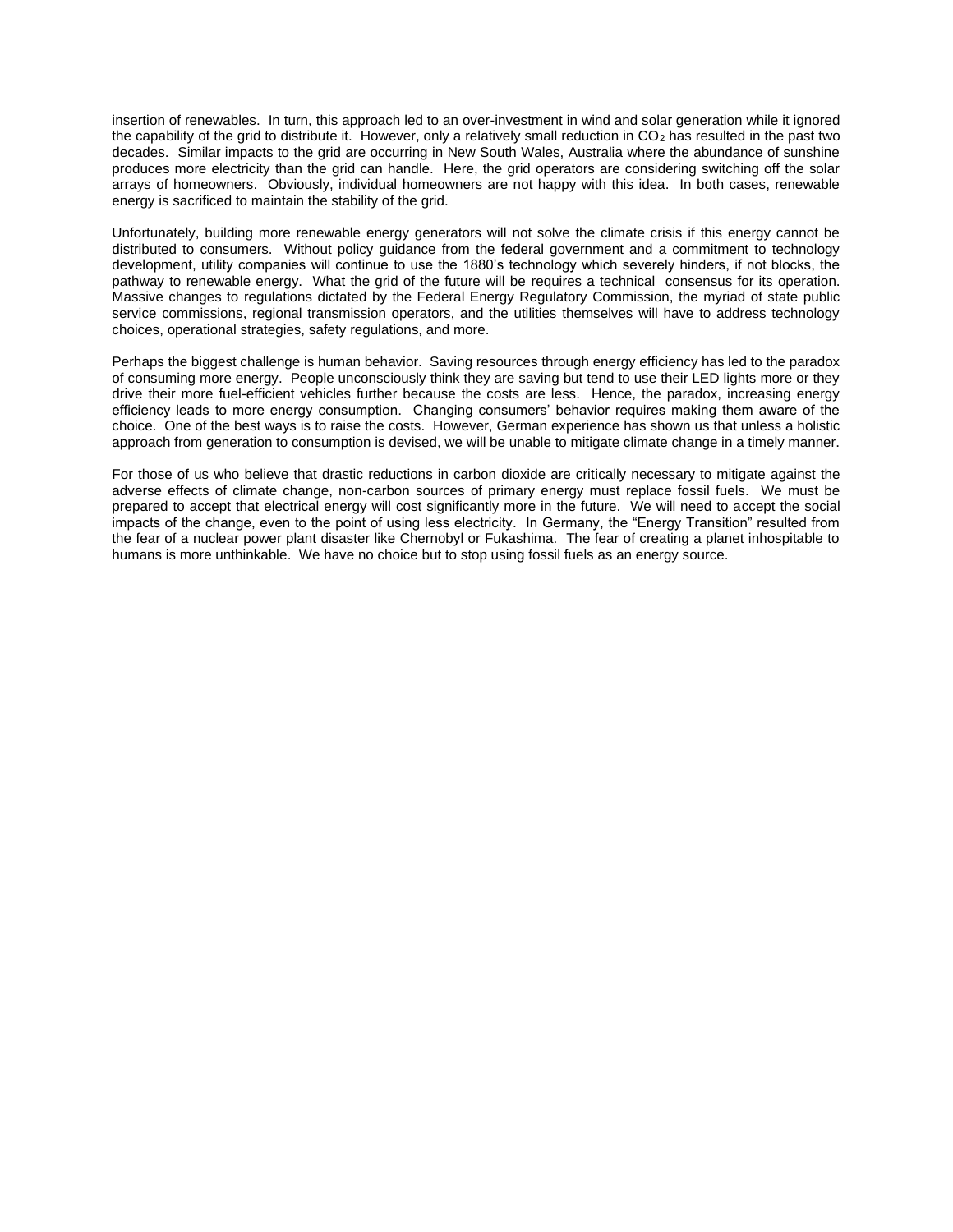insertion of renewables. In turn, this approach led to an over-investment in wind and solar generation while it ignored the capability of the grid to distribute it. However, only a relatively small reduction in $CO_2$ has resulted in the past two decades. Similar impacts to the grid are occurring in New South Wales, Australia where the abundance of sunshine produces more electricity than the grid can handle. Here, the grid operators are considering switching off the solar arrays of homeowners. Obviously, individual homeowners are not happy with this idea. In both cases, renewable energy is sacrificed to maintain the stability of the grid.

Unfortunately, building more renewable energy generators will not solve the climate crisis if this energy cannot be distributed to consumers. Without policy guidance from the federal government and a commitment to technology development, utility companies will continue to use the 1880's technology which severely hinders, if not blocks, the pathway to renewable energy. What the grid of the future will be requires a technical consensus for its operation. Massive changes to regulations dictated by the Federal Energy Regulatory Commission, the myriad of state public service commissions, regional transmission operators, and the utilities themselves will have to address technology choices, operational strategies, safety regulations, and more.

Perhaps the biggest challenge is human behavior. Saving resources through energy efficiency has led to the paradox of consuming more energy. People unconsciously think they are saving but tend to use their LED lights more or they drive their more fuel-efficient vehicles further because the costs are less. Hence, the paradox, increasing energy efficiency leads to more energy consumption. Changing consumers' behavior requires making them aware of the choice. One of the best ways is to raise the costs. However, German experience has shown us that unless a holistic approach from generation to consumption is devised, we will be unable to mitigate climate change in a timely manner.

For those of us who believe that drastic reductions in carbon dioxide are critically necessary to mitigate against the adverse effects of climate change, non-carbon sources of primary energy must replace fossil fuels. We must be prepared to accept that electrical energy will cost significantly more in the future. We will need to accept the social impacts of the change, even to the point of using less electricity. In Germany, the "Energy Transition" resulted from the fear of a nuclear power plant disaster like Chernobyl or Fukashima. The fear of creating a planet inhospitable to humans is more unthinkable. We have no choice but to stop using fossil fuels as an energy source.